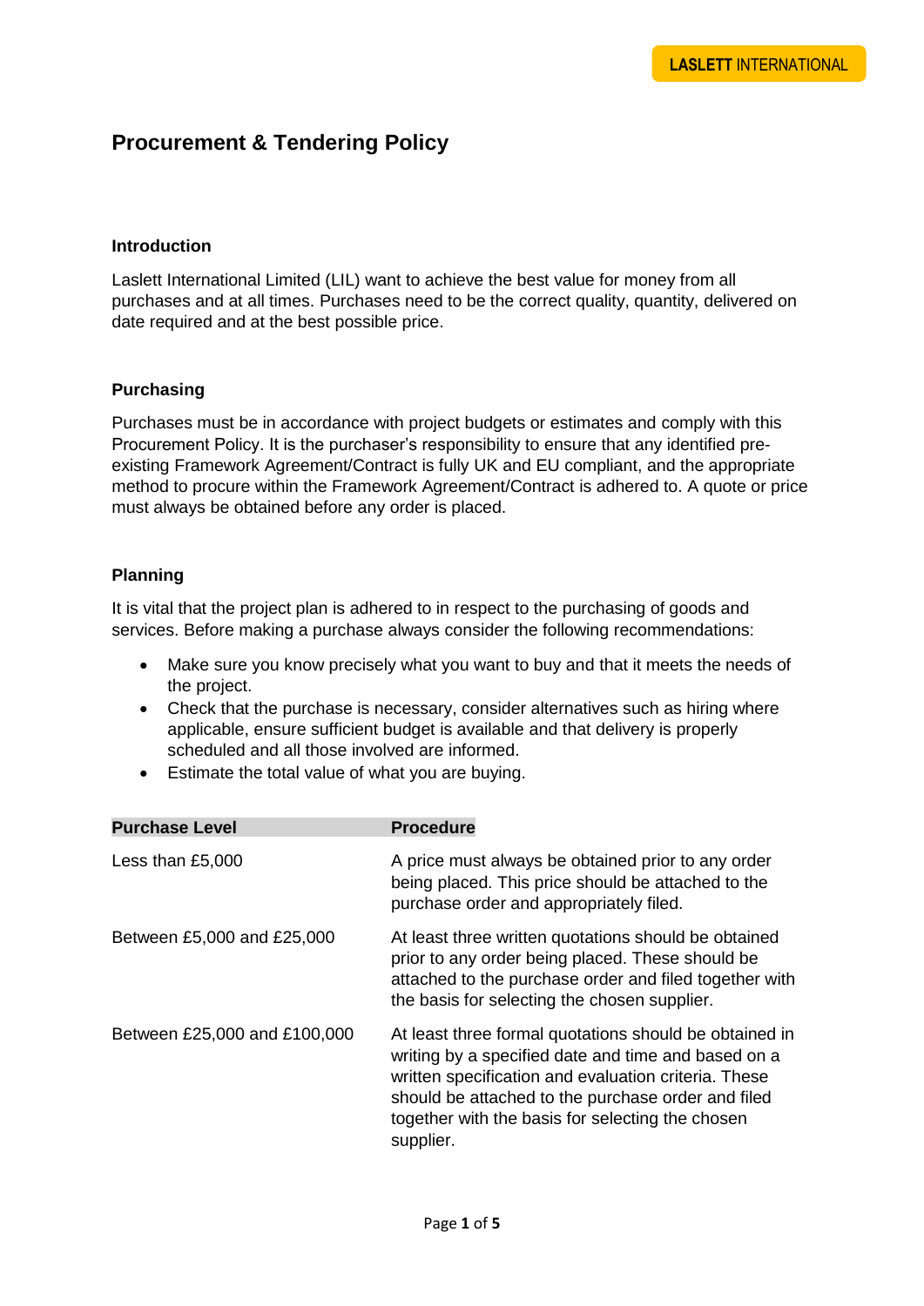# Procurement & Tendering Policy

## Introduction

Laslett International Limited (LIL) want to achieve the best value for money from all purchases and at all times. Purchases need to be the correct quality, quantity, delivered on date required and at the best possible price.

## Purchasing

Purchases must be in accordance with project budgets or estimates and comply with this Procurement Policy. It is the purchaser's responsibility to ensure that any identified pre-existing Framework Agreement/Contract is fully UK and EU compliant, and the appropriate method to procure within the Framework Agreement/Contract is adhered to. A quote or price must always be obtained before any order is placed.

## Planning

It is vital that the project plan is adhered to in respect to the purchasing of goods and services. Before making a purchase always consider the following recommendations:

- Make sure you know precisely what you want to buy and that it meets the needs of the project.
- Check that the purchase is necessary, consider alternatives such as hiring where applicable, ensure sufficient budget is available and that delivery is properly scheduled and all those involved are informed.
- Estimate the total value of what you are buying.

| Purchase Level | Procedure |
| --- | --- |
| Less than £5,000 | A price must always be obtained prior to any order being placed. This price should be attached to the purchase order and appropriately filed. |
| Between £5,000 and £25,000 | At least three written quotations should be obtained prior to any order being placed. These should be attached to the purchase order and filed together with the basis for selecting the chosen supplier. |
| Between £25,000 and £100,000 | At least three formal quotations should be obtained in writing by a specified date and time and based on a written specification and evaluation criteria. These should be attached to the purchase order and filed together with the basis for selecting the chosen supplier. |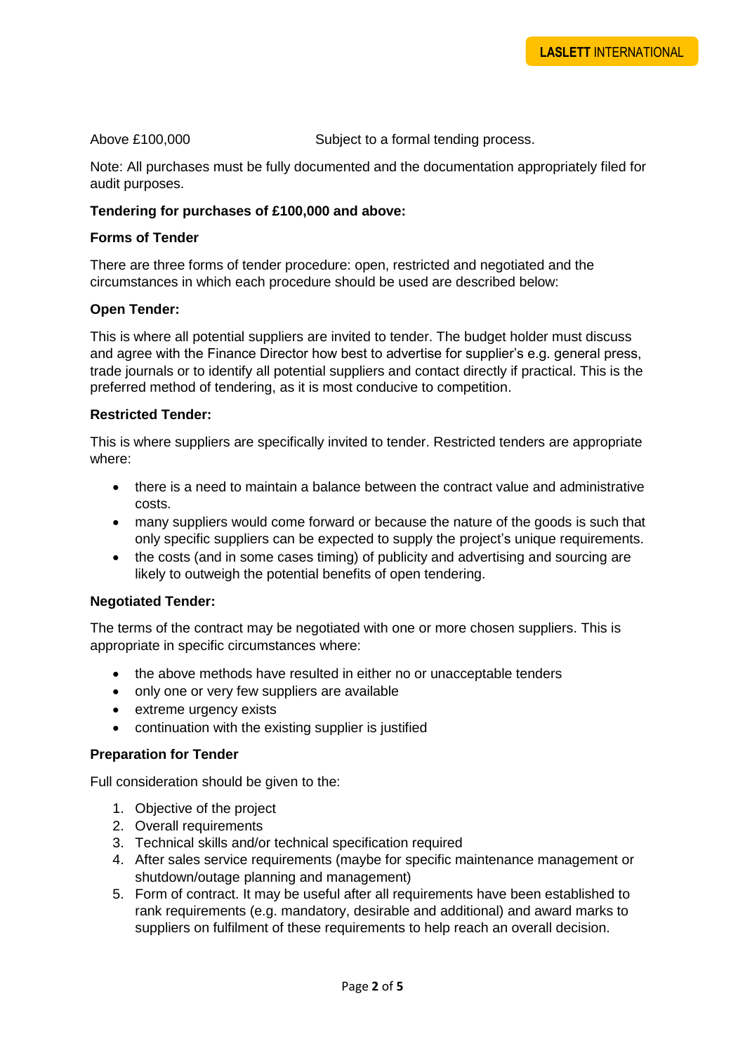| | |
|---|---|
| Above £100,000 | Subject to a formal tending process. |

Note: All purchases must be fully documented and the documentation appropriately filed for audit purposes.

**Tendering for purchases of £100,000 and above:**

**Forms of Tender**

There are three forms of tender procedure: open, restricted and negotiated and the circumstances in which each procedure should be used are described below:

**Open Tender:**

This is where all potential suppliers are invited to tender. The budget holder must discuss and agree with the Finance Director how best to advertise for supplier's e.g. general press, trade journals or to identify all potential suppliers and contact directly if practical. This is the preferred method of tendering, as it is most conducive to competition.

**Restricted Tender:**

This is where suppliers are specifically invited to tender. Restricted tenders are appropriate where:

- there is a need to maintain a balance between the contract value and administrative costs.
- many suppliers would come forward or because the nature of the goods is such that only specific suppliers can be expected to supply the project's unique requirements.
- the costs (and in some cases timing) of publicity and advertising and sourcing are likely to outweigh the potential benefits of open tendering.

**Negotiated Tender:**

The terms of the contract may be negotiated with one or more chosen suppliers. This is appropriate in specific circumstances where:

- the above methods have resulted in either no or unacceptable tenders
- only one or very few suppliers are available
- extreme urgency exists
- continuation with the existing supplier is justified

**Preparation for Tender**

Full consideration should be given to the:

1. Objective of the project
2. Overall requirements
3. Technical skills and/or technical specification required
4. After sales service requirements (maybe for specific maintenance management or shutdown/outage planning and management)
5. Form of contract. It may be useful after all requirements have been established to rank requirements (e.g. mandatory, desirable and additional) and award marks to suppliers on fulfilment of these requirements to help reach an overall decision.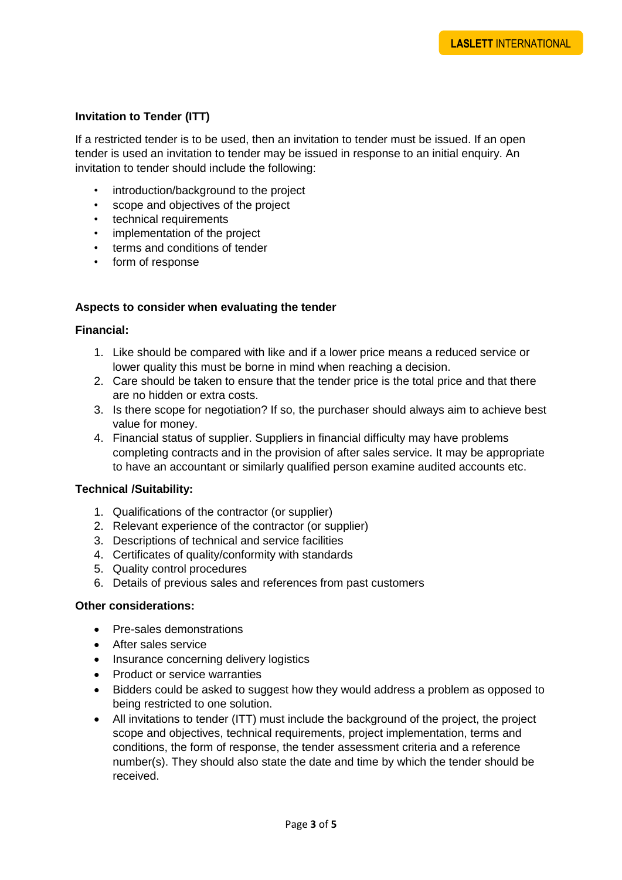**Invitation to Tender (ITT)**

If a restricted tender is to be used, then an invitation to tender must be issued. If an open tender is used an invitation to tender may be issued in response to an initial enquiry. An invitation to tender should include the following:

- introduction/background to the project
- scope and objectives of the project
- technical requirements
- implementation of the project
- terms and conditions of tender
- form of response

**Aspects to consider when evaluating the tender**

**Financial:**

1. Like should be compared with like and if a lower price means a reduced service or lower quality this must be borne in mind when reaching a decision.
2. Care should be taken to ensure that the tender price is the total price and that there are no hidden or extra costs.
3. Is there scope for negotiation? If so, the purchaser should always aim to achieve best value for money.
4. Financial status of supplier. Suppliers in financial difficulty may have problems completing contracts and in the provision of after sales service. It may be appropriate to have an accountant or similarly qualified person examine audited accounts etc.

**Technical /Suitability:**

1. Qualifications of the contractor (or supplier)
2. Relevant experience of the contractor (or supplier)
3. Descriptions of technical and service facilities
4. Certificates of quality/conformity with standards
5. Quality control procedures
6. Details of previous sales and references from past customers

**Other considerations:**

- Pre-sales demonstrations
- After sales service
- Insurance concerning delivery logistics
- Product or service warranties
- Bidders could be asked to suggest how they would address a problem as opposed to being restricted to one solution.
- All invitations to tender (ITT) must include the background of the project, the project scope and objectives, technical requirements, project implementation, terms and conditions, the form of response, the tender assessment criteria and a reference number(s). They should also state the date and time by which the tender should be received.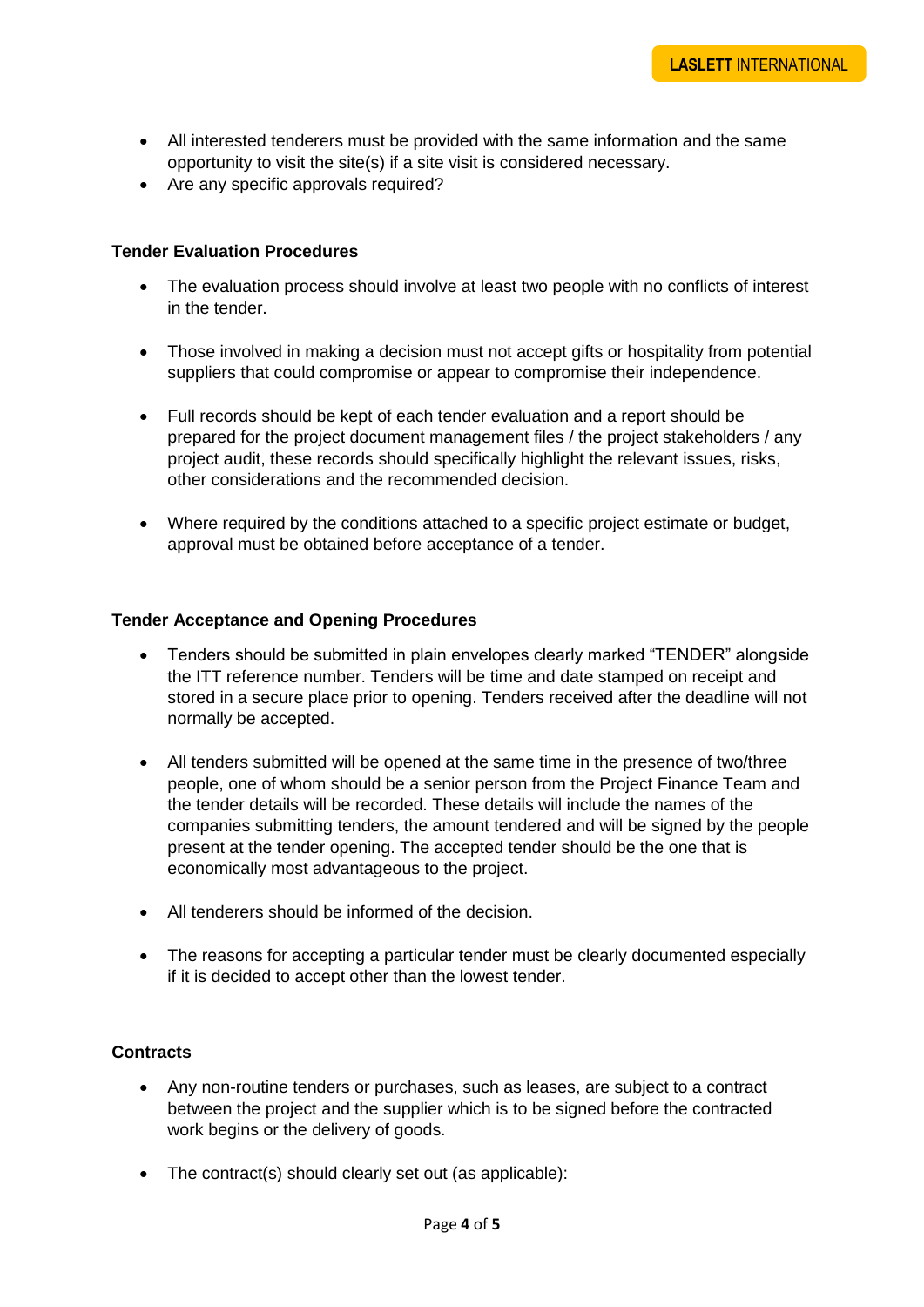- All interested tenderers must be provided with the same information and the same opportunity to visit the site(s) if a site visit is considered necessary.
- Are any specific approvals required?

**Tender Evaluation Procedures**

- The evaluation process should involve at least two people with no conflicts of interest in the tender.

- Those involved in making a decision must not accept gifts or hospitality from potential suppliers that could compromise or appear to compromise their independence.

- Full records should be kept of each tender evaluation and a report should be prepared for the project document management files / the project stakeholders / any project audit, these records should specifically highlight the relevant issues, risks, other considerations and the recommended decision.

- Where required by the conditions attached to a specific project estimate or budget, approval must be obtained before acceptance of a tender.

**Tender Acceptance and Opening Procedures**

- Tenders should be submitted in plain envelopes clearly marked "TENDER" alongside the ITT reference number. Tenders will be time and date stamped on receipt and stored in a secure place prior to opening. Tenders received after the deadline will not normally be accepted.

- All tenders submitted will be opened at the same time in the presence of two/three people, one of whom should be a senior person from the Project Finance Team and the tender details will be recorded. These details will include the names of the companies submitting tenders, the amount tendered and will be signed by the people present at the tender opening. The accepted tender should be the one that is economically most advantageous to the project.

- All tenderers should be informed of the decision.

- The reasons for accepting a particular tender must be clearly documented especially if it is decided to accept other than the lowest tender.

**Contracts**

- Any non-routine tenders or purchases, such as leases, are subject to a contract between the project and the supplier which is to be signed before the contracted work begins or the delivery of goods.

- The contract(s) should clearly set out (as applicable):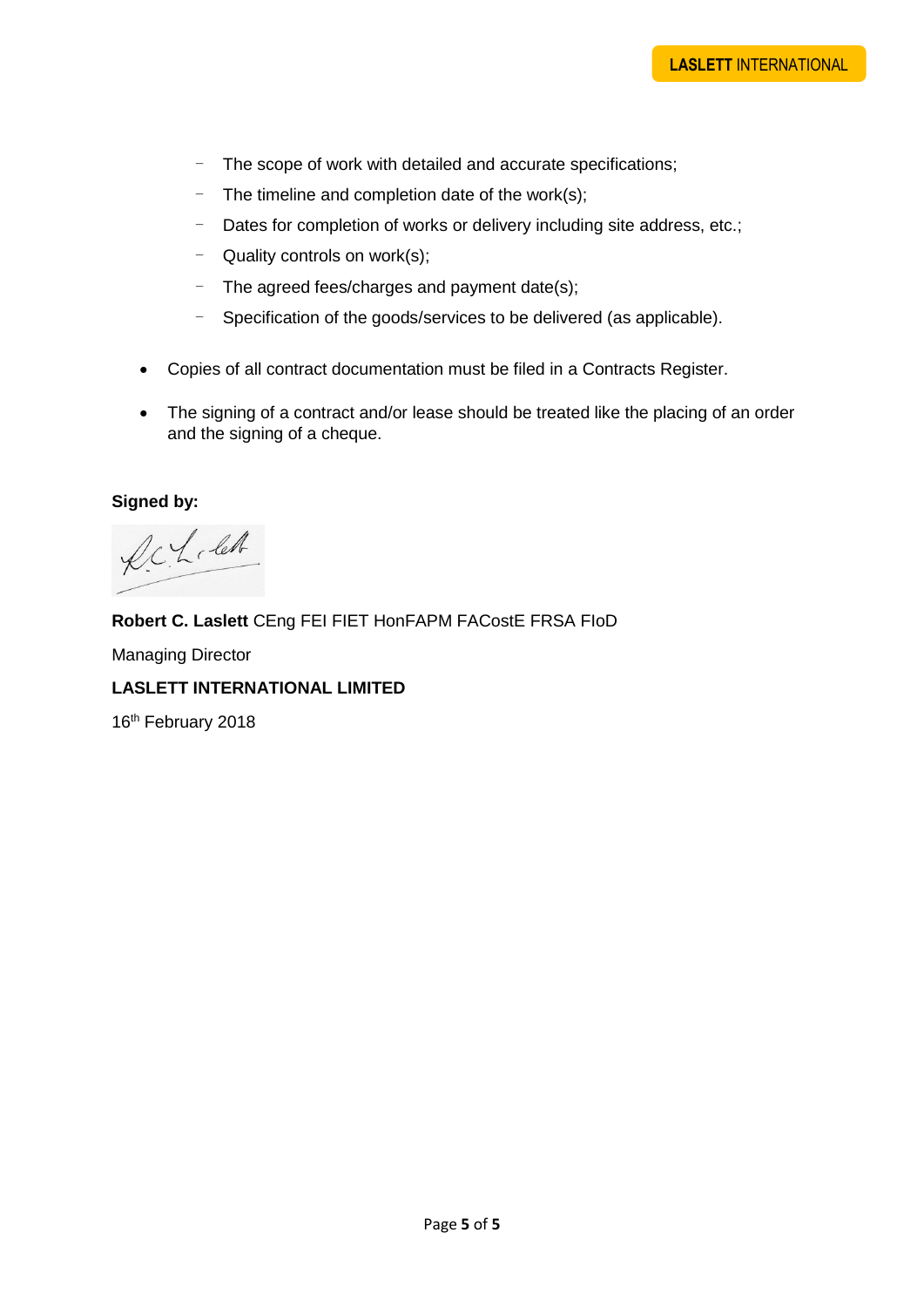- The scope of work with detailed and accurate specifications;
  - The timeline and completion date of the work(s);
  - Dates for completion of works or delivery including site address, etc.;
  - Quality controls on work(s);
  - The agreed fees/charges and payment date(s);
  - Specification of the goods/services to be delivered (as applicable).

- Copies of all contract documentation must be filed in a Contracts Register.

- The signing of a contract and/or lease should be treated like the placing of an order and the signing of a cheque.

**Signed by:**

**Robert C. Laslett** CEng FEI FIET HonFAPM FACostE FRSA FIoD

Managing Director

**LASLETT INTERNATIONAL LIMITED**

16th February 2018